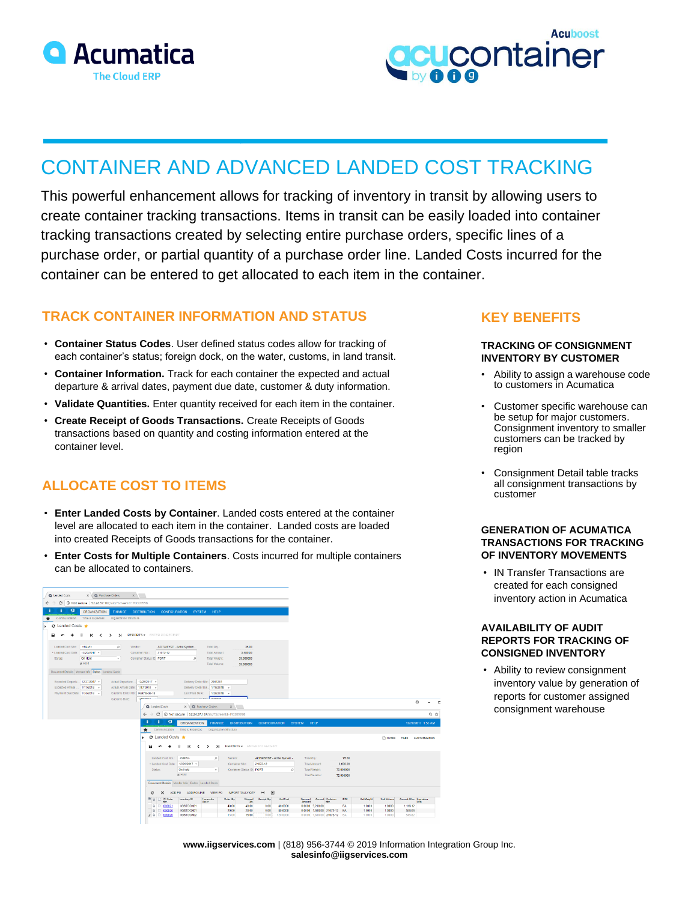# CONTAINER AND ADVANCED LANDED COST TRACKING

This powerful enhancement allows for tracking of inventory in transit by allowing users to create container tracking transactions. Items in transit can be easily loaded into container tracking transactions created by selecting entire purchase orders, specific lines of a purchase order, or partial quantity of a purchase order line. Landed Costs incurred for the container can be entered to get allocated to each item in the container.

## TRACK CONTAINER INFORMATION AND STATUS

- **Container Status Codes**. User defined status codes allow for tracking of each container's status; foreign dock, on the water, customs, in land transit.
- **Container Information.** Track for each container the expected and actual departure & arrival dates, payment due date, customer & duty information.
- **Validate Quantities.** Enter quantity received for each item in the container.
- **Create Receipt of Goods Transactions.** Create Receipts of Goods transactions based on quantity and costing information entered at the container level.

## ALLOCATE COST TO ITEMS

- **Enter Landed Costs by Container**. Landed costs entered at the container level are allocated to each item in the container. Landed costs are loaded into created Receipts of Goods transactions for the container.
- **Enter Costs for Multiple Containers**. Costs incurred for multiple containers can be allocated to containers.

## KEY BENEFITS

### TRACKING OF CONSIGNMENT INVENTORY BY CUSTOMER

- Ability to assign a warehouse code to customers in Acumatica
- Customer specific warehouse can be setup for major customers. Consignment inventory to smaller customers can be tracked by region
- Consignment Detail table tracks all consignment transactions by customer

### GENERATION OF ACUMATICA TRANSACTIONS FOR TRACKING OF INVENTORY MOVEMENTS

- IN Transfer Transactions are created for each consigned inventory action in Acumatica

### AVAILABILITY OF AUDIT REPORTS FOR TRACKING OF CONSIGNED INVENTORY

- Ability to review consignment inventory value by generation of reports for customer assigned consignment warehouse

**www.iigservices.com** | (818) 956-3744 © 2019 Information Integration Group Inc.
**salesinfo@iigservices.com**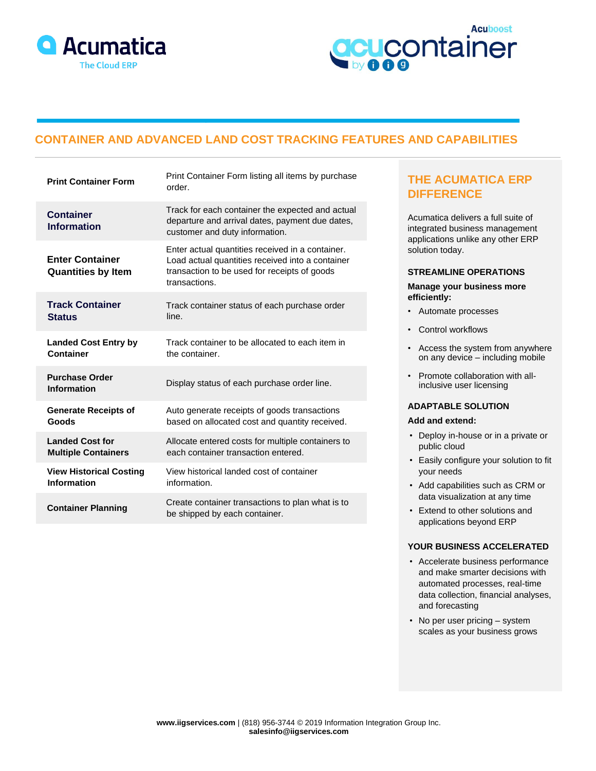Acumatica
The Cloud ERP

Acuboost
acucontainer by iig

## CONTAINER AND ADVANCED LAND COST TRACKING FEATURES AND CAPABILITIES

| | |
|---|---|
| **Print Container Form** | Print Container Form listing all items by purchase order. |
| **Container Information** | Track for each container the expected and actual departure and arrival dates, payment due dates, customer and duty information. |
| **Enter Container Quantities by Item** | Enter actual quantities received in a container. Load actual quantities received into a container transaction to be used for receipts of goods transactions. |
| **Track Container Status** | Track container status of each purchase order line. |
| **Landed Cost Entry by Container** | Track container to be allocated to each item in the container. |
| **Purchase Order Information** | Display status of each purchase order line. |
| **Generate Receipts of Goods** | Auto generate receipts of goods transactions based on allocated cost and quantity received. |
| **Landed Cost for Multiple Containers** | Allocate entered costs for multiple containers to each container transaction entered. |
| **View Historical Costing Information** | View historical landed cost of container information. |
| **Container Planning** | Create container transactions to plan what is to be shipped by each container. |

## THE ACUMATICA ERP DIFFERENCE

Acumatica delivers a full suite of integrated business management applications unlike any other ERP solution today.

### STREAMLINE OPERATIONS

**Manage your business more efficiently:**

- Automate processes
- Control workflows
- Access the system from anywhere on any device – including mobile
- Promote collaboration with all-inclusive user licensing

### ADAPTABLE SOLUTION

**Add and extend:**

- Deploy in-house or in a private or public cloud
- Easily configure your solution to fit your needs
- Add capabilities such as CRM or data visualization at any time
- Extend to other solutions and applications beyond ERP

### YOUR BUSINESS ACCELERATED

- Accelerate business performance and make smarter decisions with automated processes, real-time data collection, financial analyses, and forecasting
- No per user pricing – system scales as your business grows

**www.iigservices.com** | (818) 956-3744 © 2019 Information Integration Group Inc.
**salesinfo@iigservices.com**